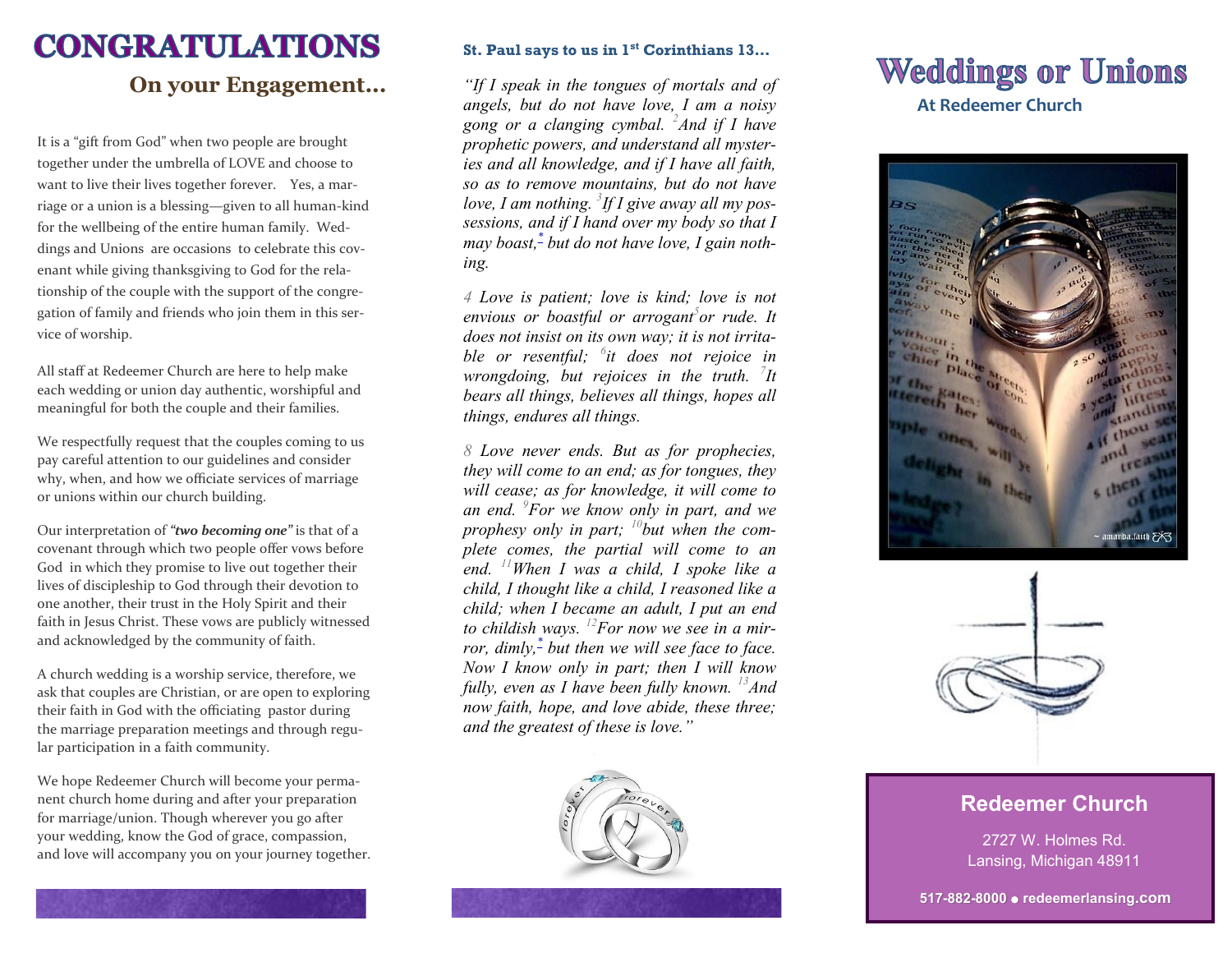# CONGRATULATIONS

## On your Engagement...

It is a "gift from God" when two people are brought together under the umbrella of LOVE and choose to want to live their lives together forever. Yes, a marriage or a union is a blessing—given to all human-kind for the wellbeing of the entire human family. Weddings and Unions are occasions to celebrate this covenant while giving thanksgiving to God for the relationship of the couple with the support of the congregation of family and friends who join them in this service of worship.

All staff at Redeemer Church are here to help make each wedding or union day authentic, worshipful and meaningful for both the couple and their families.

We respectfully request that the couples coming to us pay careful attention to our guidelines and consider why, when, and how we officiate services of marriage or unions within our church building.

Our interpretation of ***"two becoming one"*** is that of a covenant through which two people offer vows before God in which they promise to live out together their lives of discipleship to God through their devotion to one another, their trust in the Holy Spirit and their faith in Jesus Christ. These vows are publicly witnessed and acknowledged by the community of faith.

A church wedding is a worship service, therefore, we ask that couples are Christian, or are open to exploring their faith in God with the officiating pastor during the marriage preparation meetings and through regular participation in a faith community.

We hope Redeemer Church will become your permanent church home during and after your preparation for marriage/union. Though wherever you go after your wedding, know the God of grace, compassion, and love will accompany you on your journey together.

**St. Paul says to us in 1st Corinthians 13...**

*"If I speak in the tongues of mortals and of angels, but do not have love, I am a noisy gong or a clanging cymbal. [2]And if I have prophetic powers, and understand all mysteries and all knowledge, and if I have all faith, so as to remove mountains, but do not have love, I am nothing. [3]If I give away all my possessions, and if I hand over my body so that I may boast,[*] but do not have love, I gain nothing.*

*4 Love is patient; love is kind; love is not envious or boastful or arrogant [5]or rude. It does not insist on its own way; it is not irritable or resentful; [6]it does not rejoice in wrongdoing, but rejoices in the truth. [7]It bears all things, believes all things, hopes all things, endures all things.*

*8 Love never ends. But as for prophecies, they will come to an end; as for tongues, they will cease; as for knowledge, it will come to an end. [9]For we know only in part, and we prophesy only in part; [10]but when the complete comes, the partial will come to an end. [11]When I was a child, I spoke like a child, I thought like a child, I reasoned like a child; when I became an adult, I put an end to childish ways. [12]For now we see in a mirror, dimly,[*] but then we will see face to face. Now I know only in part; then I will know fully, even as I have been fully known. [13]And now faith, hope, and love abide, these three; and the greatest of these is love."*

# Weddings or Unions

**At Redeemer Church**

**Redeemer Church**

2727 W. Holmes Rd.
Lansing, Michigan 48911

**517-882-8000 ● redeemerlansing.com**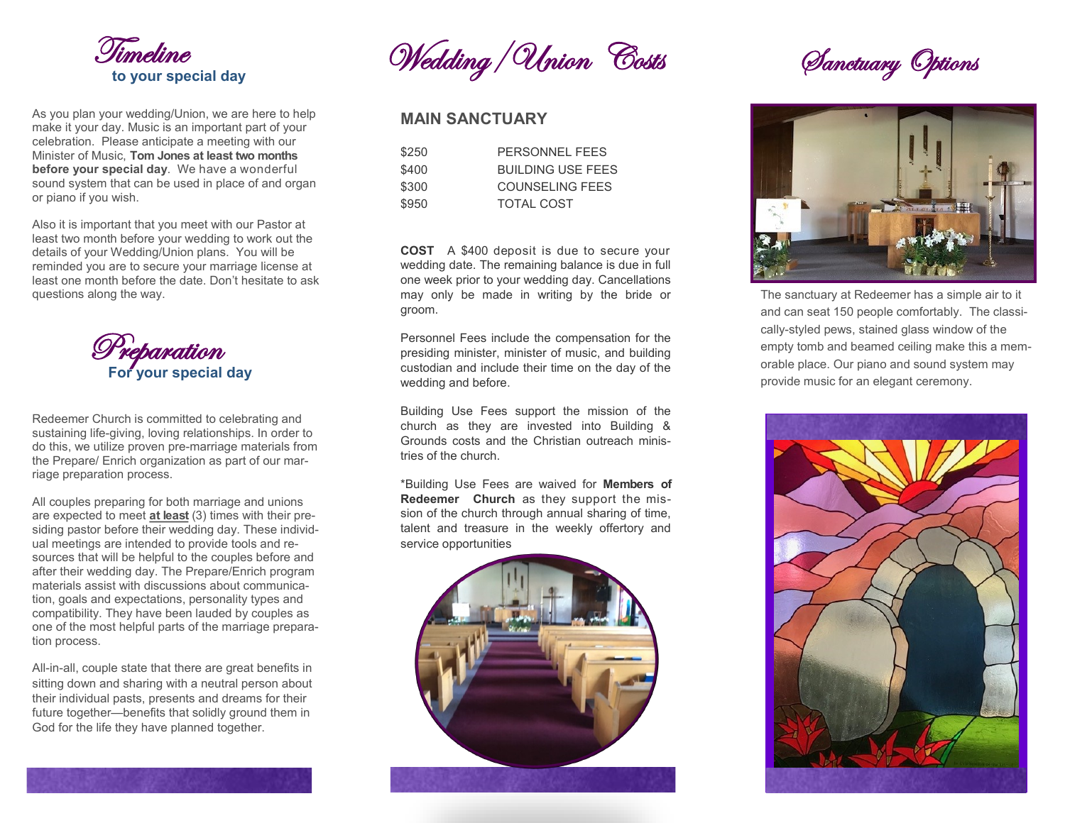# Timeline

## to your special day

As you plan your wedding/Union, we are here to help make it your day. Music is an important part of your celebration. Please anticipate a meeting with our Minister of Music, **Tom Jones at least two months before your special day**. We have a wonderful sound system that can be used in place of and organ or piano if you wish.

Also it is important that you meet with our Pastor at least two month before your wedding to work out the details of your Wedding/Union plans. You will be reminded you are to secure your marriage license at least one month before the date. Don't hesitate to ask questions along the way.

# Preparation

## For your special day

Redeemer Church is committed to celebrating and sustaining life-giving, loving relationships. In order to do this, we utilize proven pre-marriage materials from the Prepare/ Enrich organization as part of our marriage preparation process.

All couples preparing for both marriage and unions are expected to meet **at least** (3) times with their presiding pastor before their wedding day. These individual meetings are intended to provide tools and resources that will be helpful to the couples before and after their wedding day. The Prepare/Enrich program materials assist with discussions about communication, goals and expectations, personality types and compatibility. They have been lauded by couples as one of the most helpful parts of the marriage preparation process.

All-in-all, couple state that there are great benefits in sitting down and sharing with a neutral person about their individual pasts, presents and dreams for their future together—benefits that solidly ground them in God for the life they have planned together.

# Wedding/Union Costs

## MAIN SANCTUARY

| | |
|---|---|
| $250 | PERSONNEL FEES |
| $400 | BUILDING USE FEES |
| $300 | COUNSELING FEES |
| $950 | TOTAL COST |

**COST** A $400 deposit is due to secure your wedding date. The remaining balance is due in full one week prior to your wedding day. Cancellations may only be made in writing by the bride or groom.

Personnel Fees include the compensation for the presiding minister, minister of music, and building custodian and include their time on the day of the wedding and before.

Building Use Fees support the mission of the church as they are invested into Building & Grounds costs and the Christian outreach ministries of the church.

*Building Use Fees are waived for **Members of Redeemer Church** as they support the mission of the church through annual sharing of time, talent and treasure in the weekly offertory and service opportunities

# Sanctuary Options

The sanctuary at Redeemer has a simple air to it and can seat 150 people comfortably. The classically-styled pews, stained glass window of the empty tomb and beamed ceiling make this a memorable place. Our piano and sound system may provide music for an elegant ceremony.